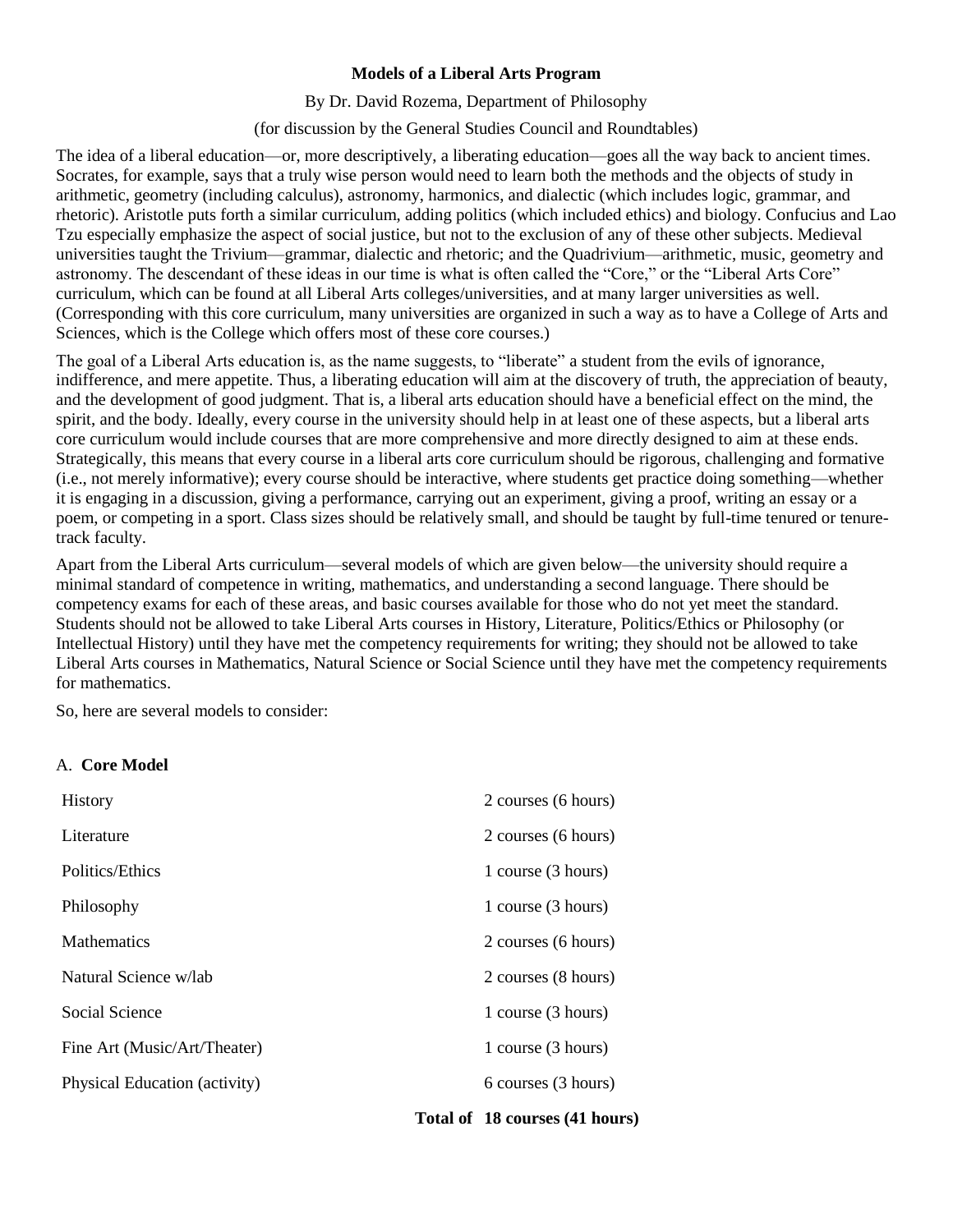# Models of a Liberal Arts Program

By Dr. David Rozema, Department of Philosophy

(for discussion by the General Studies Council and Roundtables)

The idea of a liberal education—or, more descriptively, a liberating education—goes all the way back to ancient times. Socrates, for example, says that a truly wise person would need to learn both the methods and the objects of study in arithmetic, geometry (including calculus), astronomy, harmonics, and dialectic (which includes logic, grammar, and rhetoric). Aristotle puts forth a similar curriculum, adding politics (which included ethics) and biology. Confucius and Lao Tzu especially emphasize the aspect of social justice, but not to the exclusion of any of these other subjects. Medieval universities taught the Trivium—grammar, dialectic and rhetoric; and the Quadrivium—arithmetic, music, geometry and astronomy. The descendant of these ideas in our time is what is often called the "Core," or the "Liberal Arts Core" curriculum, which can be found at all Liberal Arts colleges/universities, and at many larger universities as well. (Corresponding with this core curriculum, many universities are organized in such a way as to have a College of Arts and Sciences, which is the College which offers most of these core courses.)

The goal of a Liberal Arts education is, as the name suggests, to "liberate" a student from the evils of ignorance, indifference, and mere appetite. Thus, a liberating education will aim at the discovery of truth, the appreciation of beauty, and the development of good judgment. That is, a liberal arts education should have a beneficial effect on the mind, the spirit, and the body. Ideally, every course in the university should help in at least one of these aspects, but a liberal arts core curriculum would include courses that are more comprehensive and more directly designed to aim at these ends. Strategically, this means that every course in a liberal arts core curriculum should be rigorous, challenging and formative (i.e., not merely informative); every course should be interactive, where students get practice doing something—whether it is engaging in a discussion, giving a performance, carrying out an experiment, giving a proof, writing an essay or a poem, or competing in a sport. Class sizes should be relatively small, and should be taught by full-time tenured or tenure-track faculty.

Apart from the Liberal Arts curriculum—several models of which are given below—the university should require a minimal standard of competence in writing, mathematics, and understanding a second language. There should be competency exams for each of these areas, and basic courses available for those who do not yet meet the standard. Students should not be allowed to take Liberal Arts courses in History, Literature, Politics/Ethics or Philosophy (or Intellectual History) until they have met the competency requirements for writing; they should not be allowed to take Liberal Arts courses in Mathematics, Natural Science or Social Science until they have met the competency requirements for mathematics.

So, here are several models to consider:

## A. Core Model

| Subject | Requirement |
|---|---|
| History | 2 courses (6 hours) |
| Literature | 2 courses (6 hours) |
| Politics/Ethics | 1 course (3 hours) |
| Philosophy | 1 course (3 hours) |
| Mathematics | 2 courses (6 hours) |
| Natural Science w/lab | 2 courses (8 hours) |
| Social Science | 1 course (3 hours) |
| Fine Art (Music/Art/Theater) | 1 course (3 hours) |
| Physical Education (activity) | 6 courses (3 hours) |
| **Total of** | **18 courses (41 hours)** |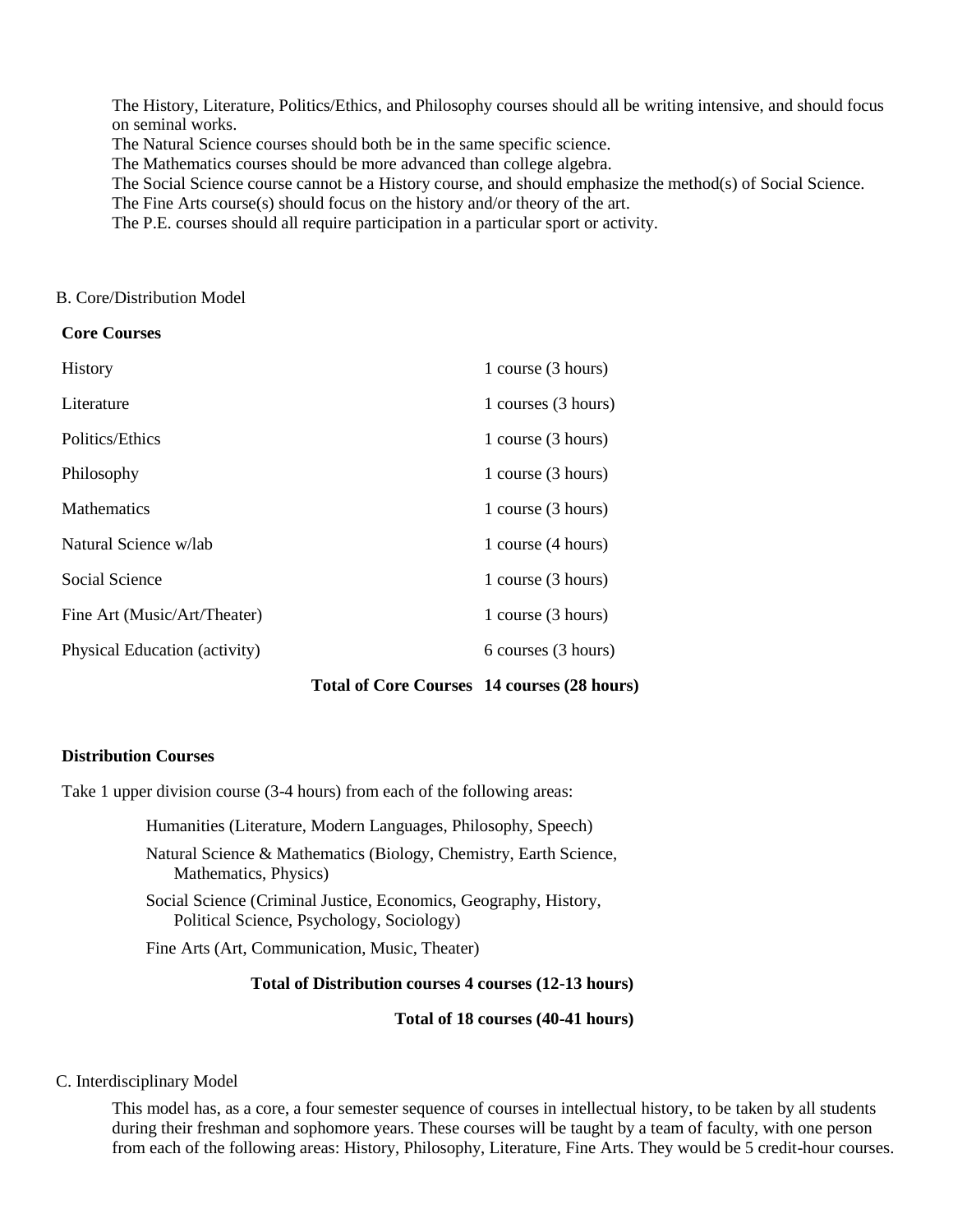The History, Literature, Politics/Ethics, and Philosophy courses should all be writing intensive, and should focus on seminal works.
The Natural Science courses should both be in the same specific science.
The Mathematics courses should be more advanced than college algebra.
The Social Science course cannot be a History course, and should emphasize the method(s) of Social Science.
The Fine Arts course(s) should focus on the history and/or theory of the art.
The P.E. courses should all require participation in a particular sport or activity.

B. Core/Distribution Model

**Core Courses**

| | |
|---|---|
| History | 1 course (3 hours) |
| Literature | 1 courses (3 hours) |
| Politics/Ethics | 1 course (3 hours) |
| Philosophy | 1 course (3 hours) |
| Mathematics | 1 course (3 hours) |
| Natural Science w/lab | 1 course (4 hours) |
| Social Science | 1 course (3 hours) |
| Fine Art (Music/Art/Theater) | 1 course (3 hours) |
| Physical Education (activity) | 6 courses (3 hours) |
| **Total of Core Courses** | **14 courses (28 hours)** |

**Distribution Courses**

Take 1 upper division course (3-4 hours) from each of the following areas:

- Humanities (Literature, Modern Languages, Philosophy, Speech)
- Natural Science & Mathematics (Biology, Chemistry, Earth Science, Mathematics, Physics)
- Social Science (Criminal Justice, Economics, Geography, History, Political Science, Psychology, Sociology)
- Fine Arts (Art, Communication, Music, Theater)

**Total of Distribution courses 4 courses (12-13 hours)**

**Total of 18 courses (40-41 hours)**

C. Interdisciplinary Model

This model has, as a core, a four semester sequence of courses in intellectual history, to be taken by all students during their freshman and sophomore years. These courses will be taught by a team of faculty, with one person from each of the following areas: History, Philosophy, Literature, Fine Arts. They would be 5 credit-hour courses.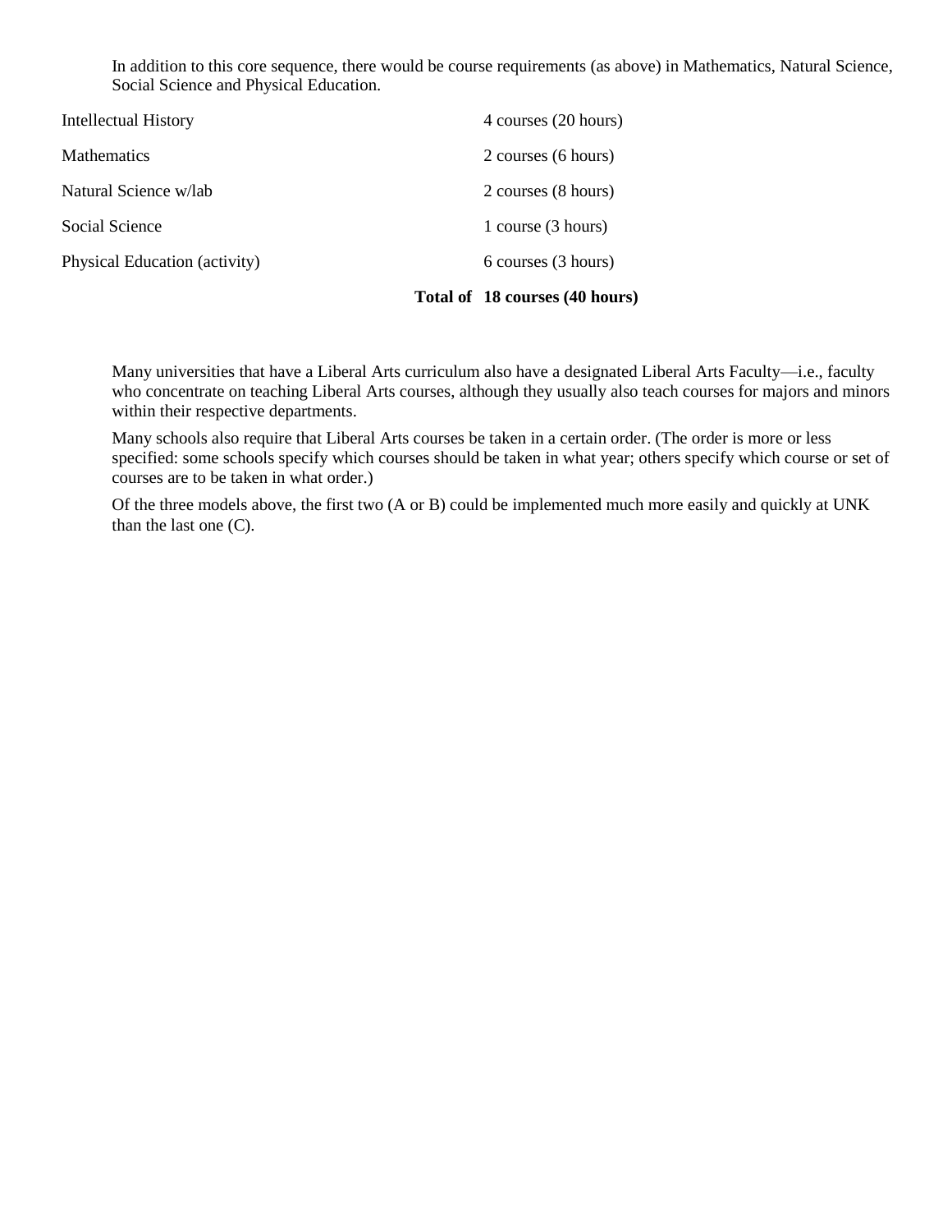In addition to this core sequence, there would be course requirements (as above) in Mathematics, Natural Science, Social Science and Physical Education.

| | | |
|---|---|---|
| Intellectual History | | 4 courses (20 hours) |
| Mathematics | | 2 courses (6 hours) |
| Natural Science w/lab | | 2 courses (8 hours) |
| Social Science | | 1 course (3 hours) |
| Physical Education (activity) | | 6 courses (3 hours) |
| | **Total of** | **18 courses (40 hours)** |

Many universities that have a Liberal Arts curriculum also have a designated Liberal Arts Faculty—i.e., faculty who concentrate on teaching Liberal Arts courses, although they usually also teach courses for majors and minors within their respective departments.

Many schools also require that Liberal Arts courses be taken in a certain order. (The order is more or less specified: some schools specify which courses should be taken in what year; others specify which course or set of courses are to be taken in what order.)

Of the three models above, the first two (A or B) could be implemented much more easily and quickly at UNK than the last one (C).